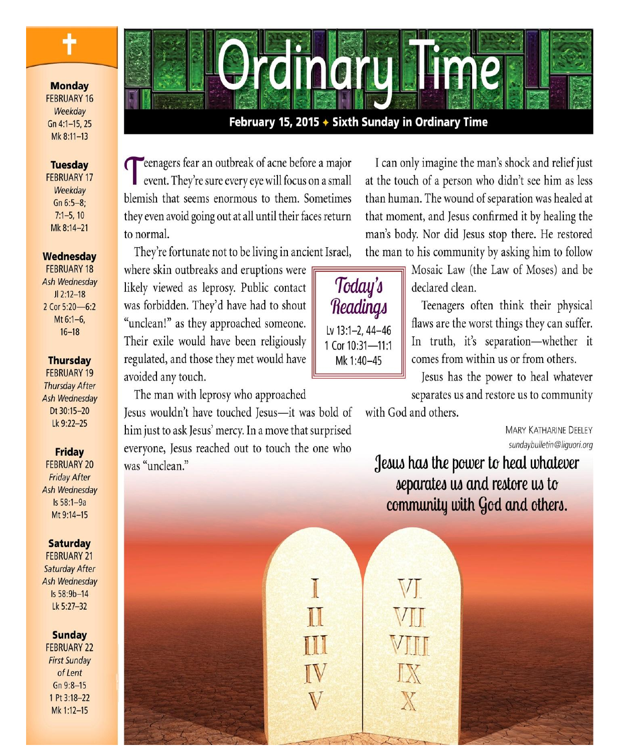# Ordinary Time

**February 15, 2015 ✦ Sixth Sunday in Ordinary Time**

Teenagers fear an outbreak of acne before a major event. They're sure every eye will focus on a small blemish that seems enormous to them. Sometimes they even avoid going out at all until their faces return to normal.

They're fortunate not to be living in ancient Israel, where skin outbreaks and eruptions were likely viewed as leprosy. Public contact was forbidden. They'd have had to shout "unclean!" as they approached someone. Their exile would have been religiously regulated, and those they met would have avoided any touch.

The man with leprosy who approached Jesus wouldn't have touched Jesus—it was bold of him just to ask Jesus' mercy. In a move that surprised everyone, Jesus reached out to touch the one who was "unclean."

I can only imagine the man's shock and relief just at the touch of a person who didn't see him as less than human. The wound of separation was healed at that moment, and Jesus confirmed it by healing the man's body. Nor did Jesus stop there. He restored the man to his community by asking him to follow Mosaic Law (the Law of Moses) and be declared clean.

Teenagers often think their physical flaws are the worst things they can suffer. In truth, it's separation—whether it comes from within us or from others.

Jesus has the power to heal whatever separates us and restore us to community with God and others.

MARY KATHARINE DEELEY
sundaybulletin@liguori.org

### Today's Readings

Lv 13:1–2, 44–46
1 Cor 10:31—11:1
Mk 1:40–45

**Jesus has the power to heal whatever separates us and restore us to community with God and others.**

---

**Monday**
FEBRUARY 16
*Weekday*
Gn 4:1–15, 25
Mk 8:11–13

**Tuesday**
FEBRUARY 17
*Weekday*
Gn 6:5–8; 7:1–5, 10
Mk 8:14–21

**Wednesday**
FEBRUARY 18
*Ash Wednesday*
Jl 2:12–18
2 Cor 5:20—6:2
Mt 6:1–6, 16–18

**Thursday**
FEBRUARY 19
*Thursday After Ash Wednesday*
Dt 30:15–20
Lk 9:22–25

**Friday**
FEBRUARY 20
*Friday After Ash Wednesday*
Is 58:1–9a
Mt 9:14–15

**Saturday**
FEBRUARY 21
*Saturday After Ash Wednesday*
Is 58:9b–14
Lk 5:27–32

**Sunday**
FEBRUARY 22
*First Sunday of Lent*
Gn 9:8–15
1 Pt 3:18–22
Mk 1:12–15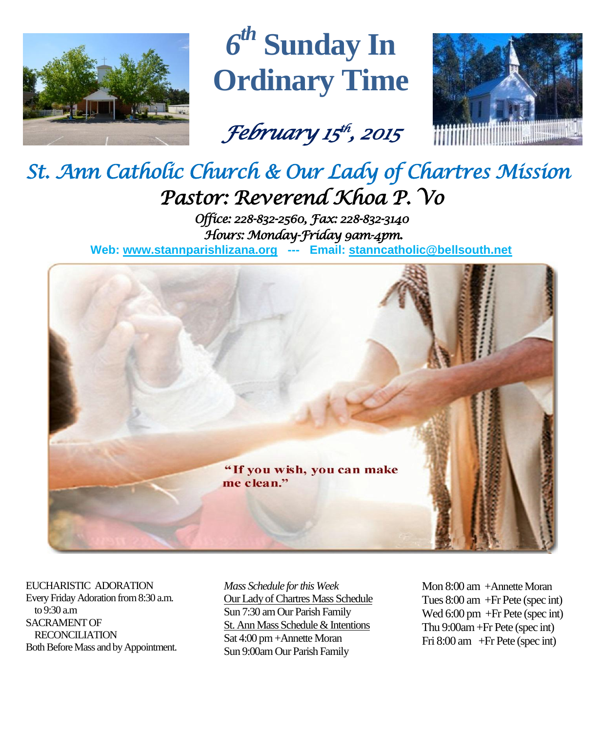# 6th Sunday In Ordinary Time

*February 15th, 2015*

## *St. Ann Catholic Church & Our Lady of Chartres Mission*

### *Pastor: Reverend Khoa P. Vo*

*Office: 228-832-2560, Fax: 228-832-3140*
*Hours: Monday-Friday 9am-4pm.*

**Web: www.stannparishlizana.org --- Email: stanncatholic@bellsouth.net**

"If you wish, you can make me clean."

EUCHARISTIC ADORATION
Every Friday Adoration from 8:30 a.m. to 9:30 a.m

SACRAMENT OF RECONCILIATION
Both Before Mass and by Appointment.

*Mass Schedule for this Week*

Our Lady of Chartres Mass Schedule
Sun 7:30 am Our Parish Family

St. Ann Mass Schedule & Intentions
Sat 4:00 pm +Annette Moran
Sun 9:00am Our Parish Family

Mon 8:00 am +Annette Moran
Tues 8:00 am +Fr Pete (spec int)
Wed 6:00 pm +Fr Pete (spec int)
Thu 9:00am +Fr Pete (spec int)
Fri 8:00 am +Fr Pete (spec int)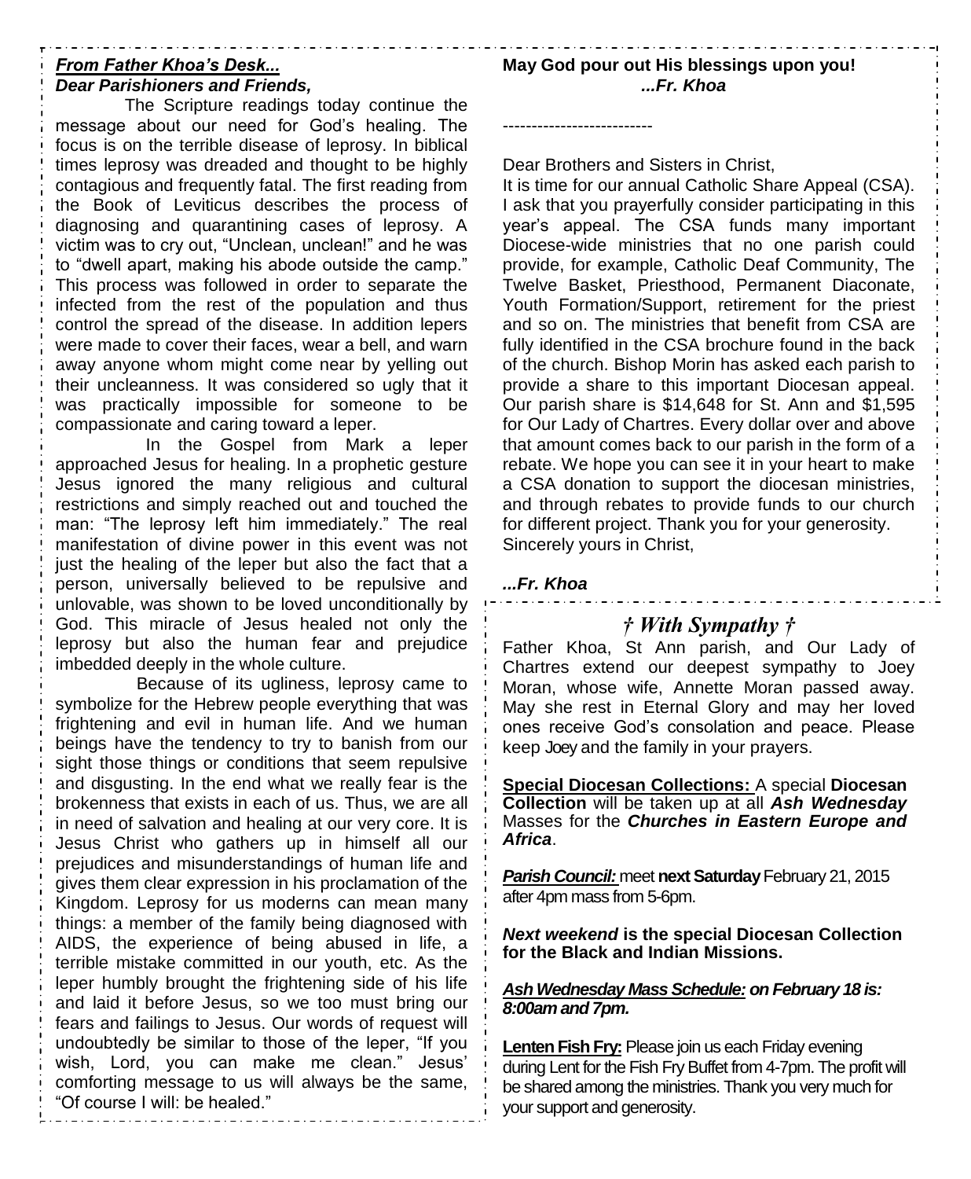***From Father Khoa's Desk...***

***Dear Parishioners and Friends,***

The Scripture readings today continue the message about our need for God's healing. The focus is on the terrible disease of leprosy. In biblical times leprosy was dreaded and thought to be highly contagious and frequently fatal. The first reading from the Book of Leviticus describes the process of diagnosing and quarantining cases of leprosy. A victim was to cry out, "Unclean, unclean!" and he was to "dwell apart, making his abode outside the camp." This process was followed in order to separate the infected from the rest of the population and thus control the spread of the disease. In addition lepers were made to cover their faces, wear a bell, and warn away anyone whom might come near by yelling out their uncleanness. It was considered so ugly that it was practically impossible for someone to be compassionate and caring toward a leper.

In the Gospel from Mark a leper approached Jesus for healing. In a prophetic gesture Jesus ignored the many religious and cultural restrictions and simply reached out and touched the man: "The leprosy left him immediately." The real manifestation of divine power in this event was not just the healing of the leper but also the fact that a person, universally believed to be repulsive and unlovable, was shown to be loved unconditionally by God. This miracle of Jesus healed not only the leprosy but also the human fear and prejudice imbedded deeply in the whole culture.

Because of its ugliness, leprosy came to symbolize for the Hebrew people everything that was frightening and evil in human life. And we human beings have the tendency to try to banish from our sight those things or conditions that seem repulsive and disgusting. In the end what we really fear is the brokenness that exists in each of us. Thus, we are all in need of salvation and healing at our very core. It is Jesus Christ who gathers up in himself all our prejudices and misunderstandings of human life and gives them clear expression in his proclamation of the Kingdom. Leprosy for us moderns can mean many things: a member of the family being diagnosed with AIDS, the experience of being abused in life, a terrible mistake committed in our youth, etc. As the leper humbly brought the frightening side of his life and laid it before Jesus, so we too must bring our fears and failings to Jesus. Our words of request will undoubtedly be similar to those of the leper, "If you wish, Lord, you can make me clean." Jesus' comforting message to us will always be the same, "Of course I will: be healed."

**May God pour out His blessings upon you!**
***...Fr. Khoa***

--------------------------

Dear Brothers and Sisters in Christ,

It is time for our annual Catholic Share Appeal (CSA). I ask that you prayerfully consider participating in this year's appeal. The CSA funds many important Diocese-wide ministries that no one parish could provide, for example, Catholic Deaf Community, The Twelve Basket, Priesthood, Permanent Diaconate, Youth Formation/Support, retirement for the priest and so on. The ministries that benefit from CSA are fully identified in the CSA brochure found in the back of the church. Bishop Morin has asked each parish to provide a share to this important Diocesan appeal. Our parish share is $14,648 for St. Ann and $1,595 for Our Lady of Chartres. Every dollar over and above that amount comes back to our parish in the form of a rebate. We hope you can see it in your heart to make a CSA donation to support the diocesan ministries, and through rebates to provide funds to our church for different project. Thank you for your generosity.

Sincerely yours in Christ,

***...Fr. Khoa***

## *† With Sympathy †*

Father Khoa, St Ann parish, and Our Lady of Chartres extend our deepest sympathy to Joey Moran, whose wife, Annette Moran passed away. May she rest in Eternal Glory and may her loved ones receive God's consolation and peace. Please keep Joey and the family in your prayers.

**Special Diocesan Collections:** A special **Diocesan Collection** will be taken up at all ***Ash Wednesday*** Masses for the ***Churches in Eastern Europe and Africa***.

***Parish Council:*** meet **next Saturday** February 21, 2015 after 4pm mass from 5-6pm.

***Next weekend*** **is the special Diocesan Collection for the Black and Indian Missions.**

***Ash Wednesday Mass Schedule: on February 18 is: 8:00am and 7pm.***

**Lenten Fish Fry:** Please join us each Friday evening during Lent for the Fish Fry Buffet from 4-7pm. The profit will be shared among the ministries. Thank you very much for your support and generosity.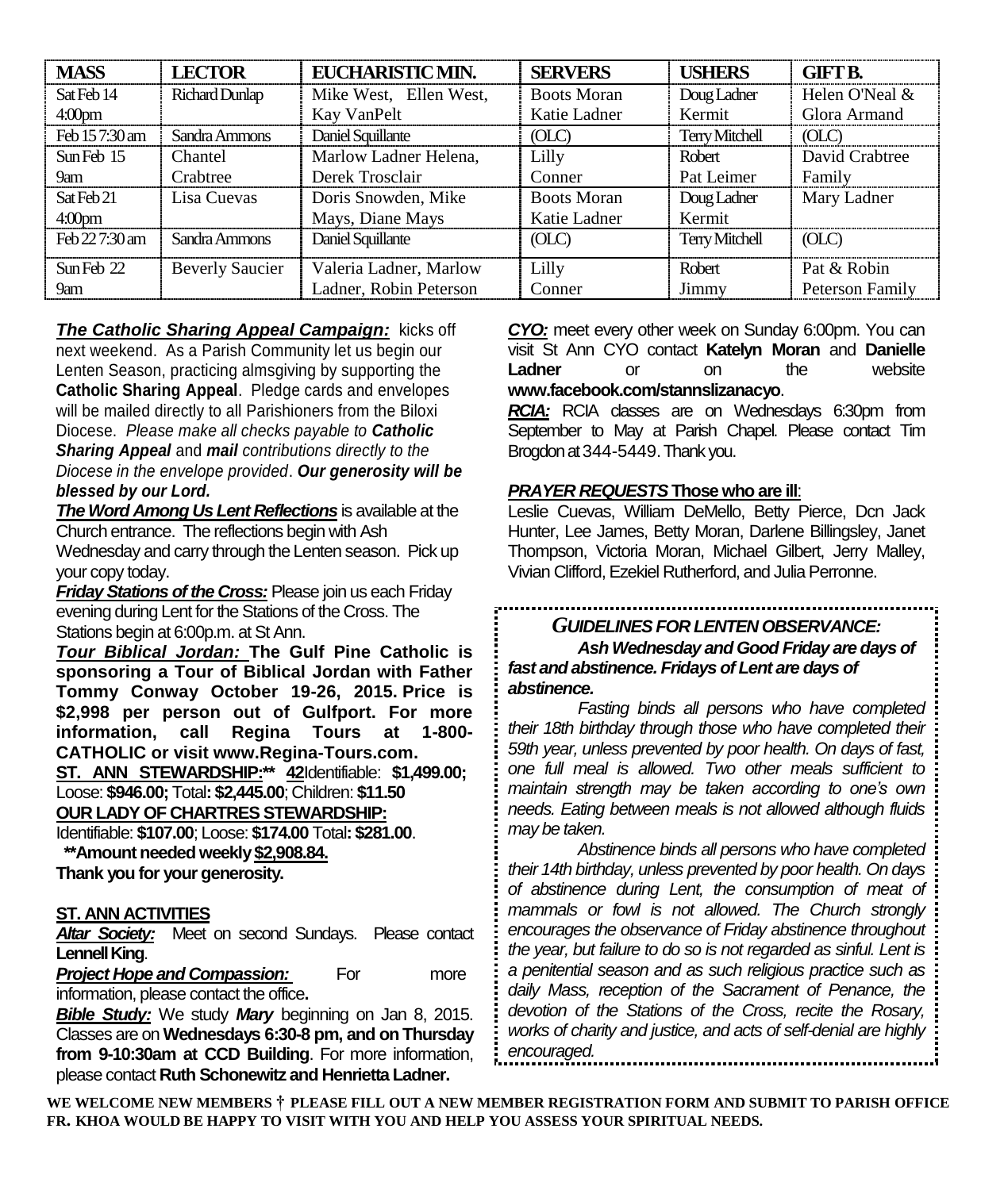| MASS | LECTOR | EUCHARISTIC MIN. | SERVERS | USHERS | GIFT B. |
|---|---|---|---|---|---|
| Sat Feb 14 4:00pm | Richard Dunlap | Mike West, Ellen West, Kay VanPelt | Boots Moran Katie Ladner | Doug Ladner Kermit | Helen O'Neal & Glora Armand |
| Feb 15 7:30 am | Sandra Ammons | Daniel Squillante | (OLC) | Terry Mitchell | (OLC) |
| Sun Feb 15 9am | Chantel Crabtree | Marlow Ladner Helena, Derek Trosclair | Lilly Conner | Robert Pat Leimer | David Crabtree Family |
| Sat Feb 21 4:00pm | Lisa Cuevas | Doris Snowden, Mike Mays, Diane Mays | Boots Moran Katie Ladner | Doug Ladner Kermit | Mary Ladner |
| Feb 22 7:30 am | Sandra Ammons | Daniel Squillante | (OLC) | Terry Mitchell | (OLC) |
| Sun Feb 22 9am | Beverly Saucier | Valeria Ladner, Marlow Ladner, Robin Peterson | Lilly Conner | Robert Jimmy | Pat & Robin Peterson Family |

***The Catholic Sharing Appeal Campaign:*** kicks off next weekend. As a Parish Community let us begin our Lenten Season, practicing almsgiving by supporting the **Catholic Sharing Appeal**. Pledge cards and envelopes will be mailed directly to all Parishioners from the Biloxi Diocese. *Please make all checks payable to **Catholic Sharing Appeal** and **mail** contributions directly to the Diocese in the envelope provided*. ***Our generosity will be blessed by our Lord.***

***The Word Among Us Lent Reflections*** is available at the Church entrance. The reflections begin with Ash Wednesday and carry through the Lenten season. Pick up your copy today.

***Friday Stations of the Cross:*** Please join us each Friday evening during Lent for the Stations of the Cross. The Stations begin at 6:00p.m. at St Ann.

***Tour Biblical Jordan:*** **The Gulf Pine Catholic is sponsoring a Tour of Biblical Jordan with Father Tommy Conway October 19-26, 2015. Price is $2,998 per person out of Gulfport. For more information, call Regina Tours at 1-800-CATHOLIC or visit www.Regina-Tours.com.**

**ST. ANN STEWARDSHIP:\*\* 42** Identifiable: **$1,499.00;** Loose: **$946.00;** Total**: $2,445.00**; Children: **$11.50**

**OUR LADY OF CHARTRES STEWARDSHIP:**

Identifiable: **$107.00**; Loose: **$174.00** Total**: $281.00**.

**\*\*Amount needed weekly $2,908.84.**

**Thank you for your generosity.**

**ST. ANN ACTIVITIES**

***Altar Society:*** Meet on second Sundays. Please contact **Lennell King**.

***Project Hope and Compassion:*** For more information, please contact the office**.**

***Bible Study:*** We study ***Mary*** beginning on Jan 8, 2015. Classes are on **Wednesdays 6:30-8 pm, and on Thursday from 9-10:30am at CCD Building**. For more information, please contact **Ruth Schonewitz and Henrietta Ladner.**

***CYO:*** meet every other week on Sunday 6:00pm. You can visit St Ann CYO contact **Katelyn Moran** and **Danielle Ladner** or on the website **www.facebook.com/stannslizanacyo**.

***RCIA:*** RCIA classes are on Wednesdays 6:30pm from September to May at Parish Chapel. Please contact Tim Brogdon at 344-5449. Thank you.

***PRAYER REQUESTS* Those who are ill**:

Leslie Cuevas, William DeMello, Betty Pierce, Dcn Jack Hunter, Lee James, Betty Moran, Darlene Billingsley, Janet Thompson, Victoria Moran, Michael Gilbert, Jerry Malley, Vivian Clifford, Ezekiel Rutherford, and Julia Perronne.

***GUIDELINES FOR LENTEN OBSERVANCE:***

***Ash Wednesday and Good Friday are days of fast and abstinence. Fridays of Lent are days of abstinence.***

*Fasting binds all persons who have completed their 18th birthday through those who have completed their 59th year, unless prevented by poor health. On days of fast, one full meal is allowed. Two other meals sufficient to maintain strength may be taken according to one's own needs. Eating between meals is not allowed although fluids may be taken.*

*Abstinence binds all persons who have completed their 14th birthday, unless prevented by poor health. On days of abstinence during Lent, the consumption of meat of mammals or fowl is not allowed. The Church strongly encourages the observance of Friday abstinence throughout the year, but failure to do so is not regarded as sinful. Lent is a penitential season and as such religious practice such as daily Mass, reception of the Sacrament of Penance, the devotion of the Stations of the Cross, recite the Rosary, works of charity and justice, and acts of self-denial are highly encouraged.*

**WE WELCOME NEW MEMBERS † PLEASE FILL OUT A NEW MEMBER REGISTRATION FORM AND SUBMIT TO PARISH OFFICE FR. KHOA WOULD BE HAPPY TO VISIT WITH YOU AND HELP YOU ASSESS YOUR SPIRITUAL NEEDS.**